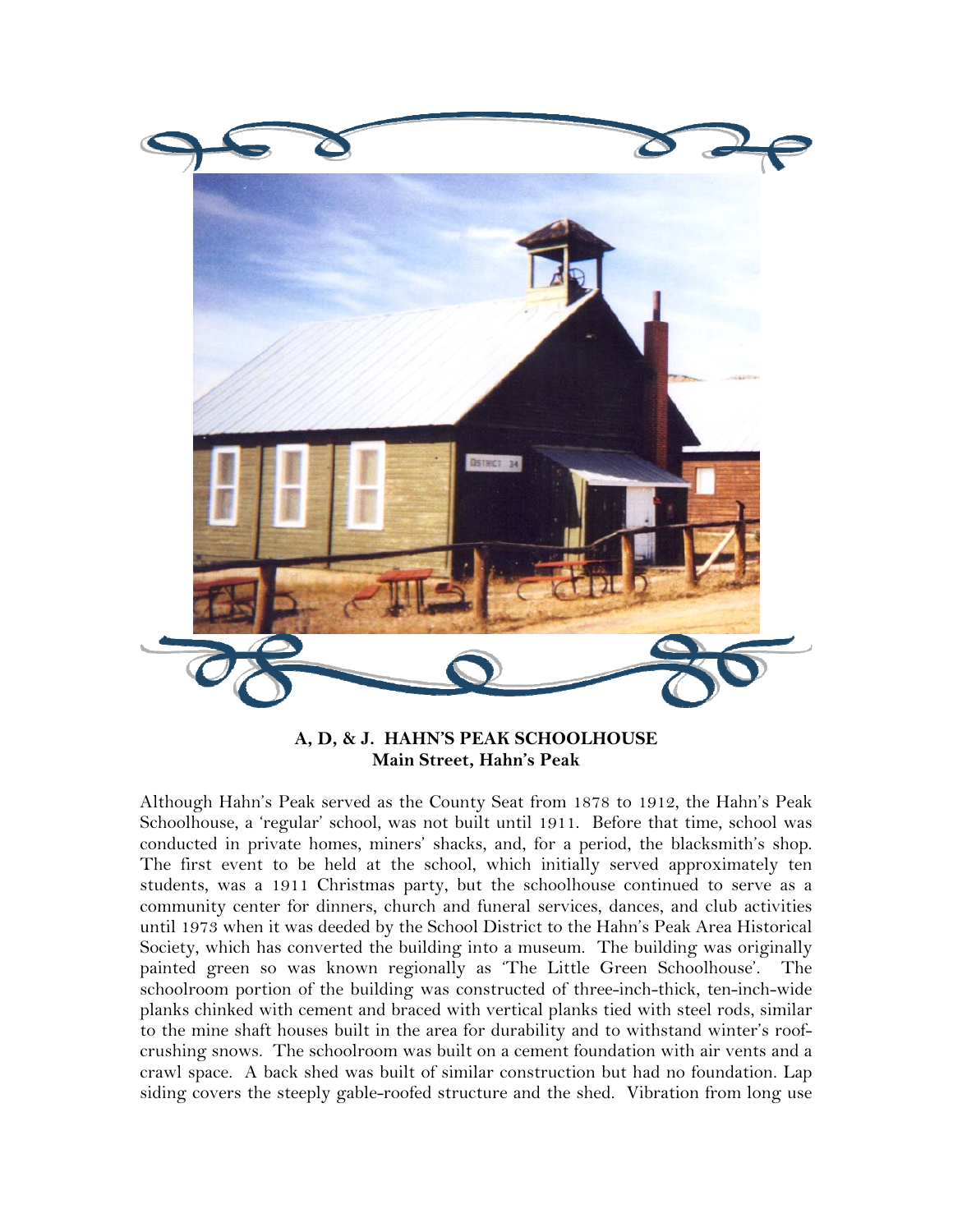**A, D, & J. HAHN'S PEAK SCHOOLHOUSE**
**Main Street, Hahn's Peak**

Although Hahn's Peak served as the County Seat from 1878 to 1912, the Hahn's Peak Schoolhouse, a 'regular' school, was not built until 1911. Before that time, school was conducted in private homes, miners' shacks, and, for a period, the blacksmith's shop. The first event to be held at the school, which initially served approximately ten students, was a 1911 Christmas party, but the schoolhouse continued to serve as a community center for dinners, church and funeral services, dances, and club activities until 1973 when it was deeded by the School District to the Hahn's Peak Area Historical Society, which has converted the building into a museum. The building was originally painted green so was known regionally as 'The Little Green Schoolhouse'. The schoolroom portion of the building was constructed of three-inch-thick, ten-inch-wide planks chinked with cement and braced with vertical planks tied with steel rods, similar to the mine shaft houses built in the area for durability and to withstand winter's roof-crushing snows. The schoolroom was built on a cement foundation with air vents and a crawl space. A back shed was built of similar construction but had no foundation. Lap siding covers the steeply gable-roofed structure and the shed. Vibration from long use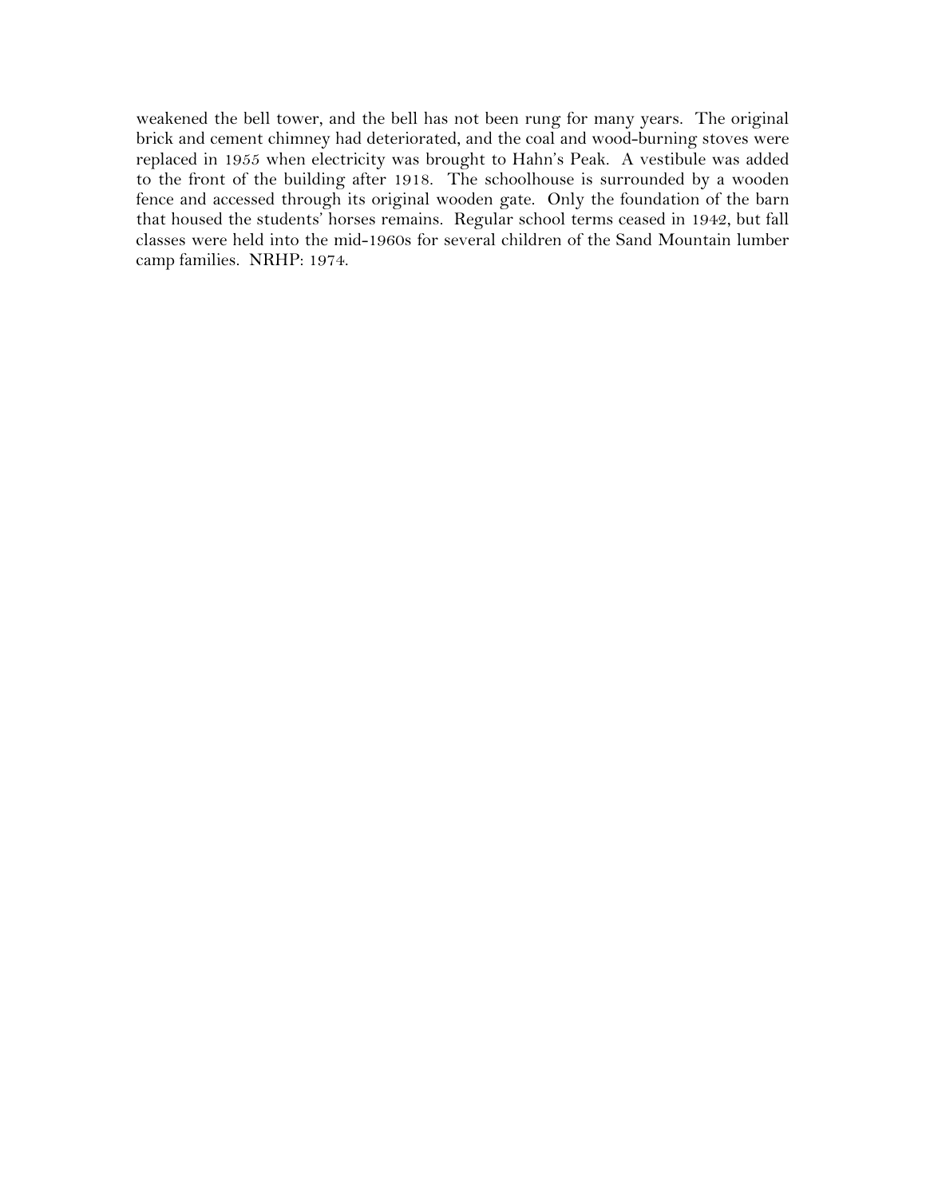weakened the bell tower, and the bell has not been rung for many years. The original brick and cement chimney had deteriorated, and the coal and wood-burning stoves were replaced in 1955 when electricity was brought to Hahn's Peak. A vestibule was added to the front of the building after 1918. The schoolhouse is surrounded by a wooden fence and accessed through its original wooden gate. Only the foundation of the barn that housed the students' horses remains. Regular school terms ceased in 1942, but fall classes were held into the mid-1960s for several children of the Sand Mountain lumber camp families. NRHP: 1974.